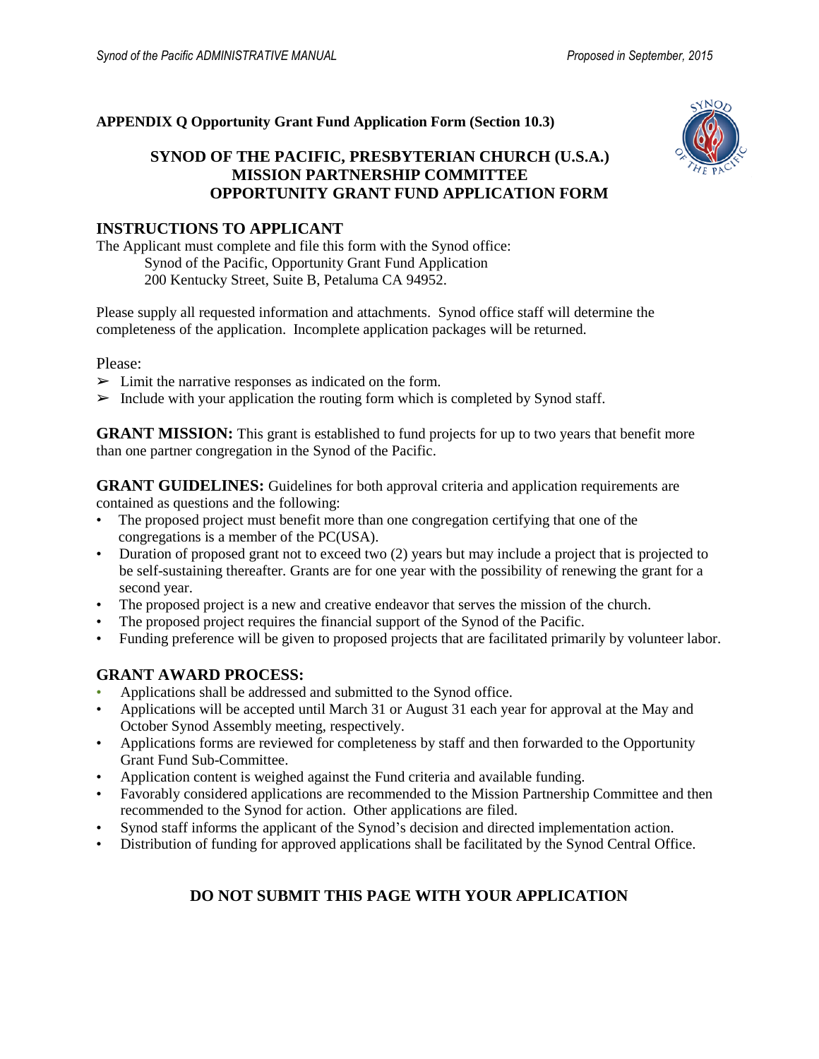**APPENDIX Q Opportunity Grant Fund Application Form (Section 10.3)**

# SYNOD OF THE PACIFIC, PRESBYTERIAN CHURCH (U.S.A.) MISSION PARTNERSHIP COMMITTEE OPPORTUNITY GRANT FUND APPLICATION FORM

## INSTRUCTIONS TO APPLICANT

The Applicant must complete and file this form with the Synod office:

Synod of the Pacific, Opportunity Grant Fund Application
200 Kentucky Street, Suite B, Petaluma CA 94952.

Please supply all requested information and attachments. Synod office staff will determine the completeness of the application. Incomplete application packages will be returned.

Please:

- Limit the narrative responses as indicated on the form.
- Include with your application the routing form which is completed by Synod staff.

**GRANT MISSION:** This grant is established to fund projects for up to two years that benefit more than one partner congregation in the Synod of the Pacific.

**GRANT GUIDELINES:** Guidelines for both approval criteria and application requirements are contained as questions and the following:

- The proposed project must benefit more than one congregation certifying that one of the congregations is a member of the PC(USA).
- Duration of proposed grant not to exceed two (2) years but may include a project that is projected to be self-sustaining thereafter. Grants are for one year with the possibility of renewing the grant for a second year.
- The proposed project is a new and creative endeavor that serves the mission of the church.
- The proposed project requires the financial support of the Synod of the Pacific.
- Funding preference will be given to proposed projects that are facilitated primarily by volunteer labor.

## GRANT AWARD PROCESS:

- Applications shall be addressed and submitted to the Synod office.
- Applications will be accepted until March 31 or August 31 each year for approval at the May and October Synod Assembly meeting, respectively.
- Applications forms are reviewed for completeness by staff and then forwarded to the Opportunity Grant Fund Sub-Committee.
- Application content is weighed against the Fund criteria and available funding.
- Favorably considered applications are recommended to the Mission Partnership Committee and then recommended to the Synod for action. Other applications are filed.
- Synod staff informs the applicant of the Synod's decision and directed implementation action.
- Distribution of funding for approved applications shall be facilitated by the Synod Central Office.

**DO NOT SUBMIT THIS PAGE WITH YOUR APPLICATION**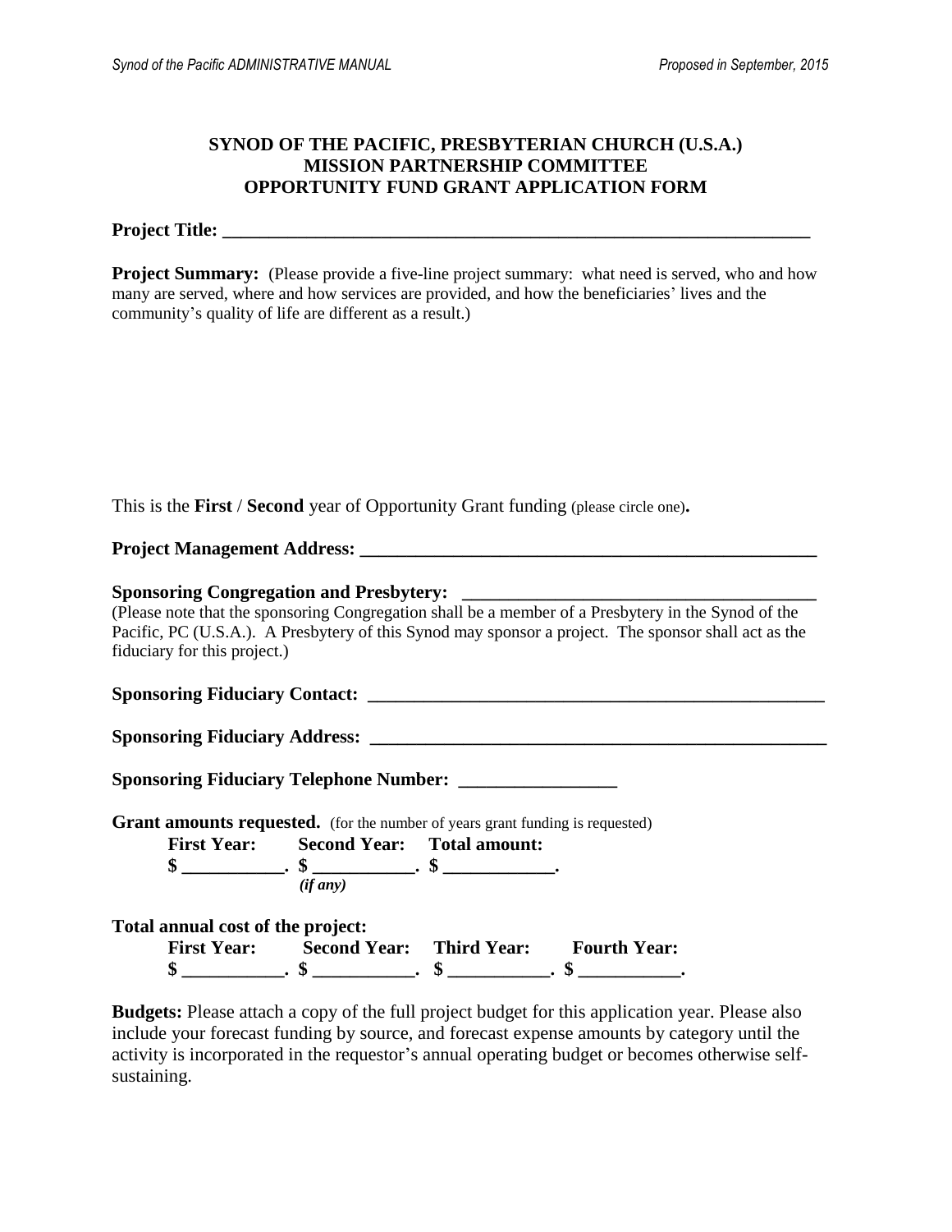## SYNOD OF THE PACIFIC, PRESBYTERIAN CHURCH (U.S.A.)
## MISSION PARTNERSHIP COMMITTEE
## OPPORTUNITY FUND GRANT APPLICATION FORM

**Project Title: _______________________________________________________________**

**Project Summary:** (Please provide a five-line project summary: what need is served, who and how many are served, where and how services are provided, and how the beneficiaries' lives and the community's quality of life are different as a result.)

This is the **First** / **Second** year of Opportunity Grant funding (please circle one)**.**

**Project Management Address: _______________________________________________**

**Sponsoring Congregation and Presbytery: ____________________________________**

(Please note that the sponsoring Congregation shall be a member of a Presbytery in the Synod of the Pacific, PC (U.S.A.). A Presbytery of this Synod may sponsor a project. The sponsor shall act as the fiduciary for this project.)

**Sponsoring Fiduciary Contact: ______________________________________________**

**Sponsoring Fiduciary Address: ______________________________________________**

**Sponsoring Fiduciary Telephone Number: ________________**

**Grant amounts requested.** (for the number of years grant funding is requested)

| First Year: | Second Year: | Total amount: |
|---|---|---|
| **$ ___________.** | **$ ___________.** *(if any)* | **$ ____________.** |

**Total annual cost of the project:**

| First Year: | Second Year: | Third Year: | Fourth Year: |
|---|---|---|---|
| **$ ___________.** | **$ ___________.** | **$ ___________.** | **$ ___________.** |

**Budgets:** Please attach a copy of the full project budget for this application year. Please also include your forecast funding by source, and forecast expense amounts by category until the activity is incorporated in the requestor's annual operating budget or becomes otherwise self-sustaining.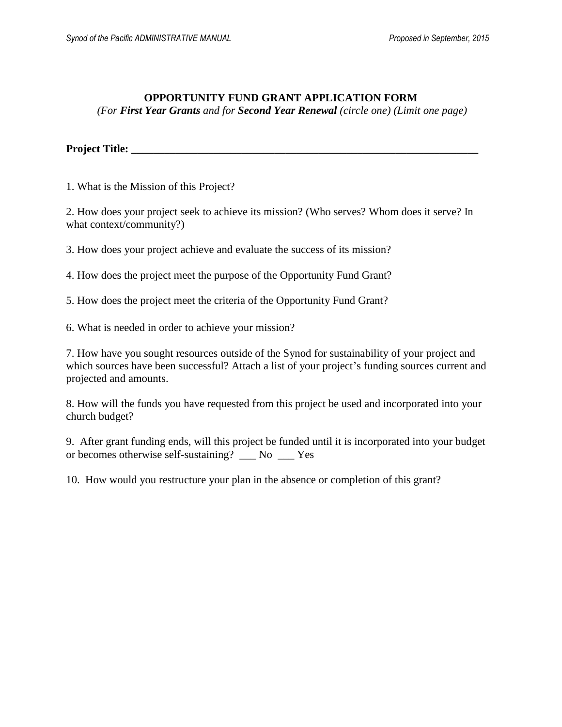# OPPORTUNITY FUND GRANT APPLICATION FORM

*(For **First Year Grants** and for **Second Year Renewal** (circle one) (Limit one page)*

**Project Title: ________________________________________________________________**

1. What is the Mission of this Project?

2. How does your project seek to achieve its mission? (Who serves? Whom does it serve? In what context/community?)

3. How does your project achieve and evaluate the success of its mission?

4. How does the project meet the purpose of the Opportunity Fund Grant?

5. How does the project meet the criteria of the Opportunity Fund Grant?

6. What is needed in order to achieve your mission?

7. How have you sought resources outside of the Synod for sustainability of your project and which sources have been successful? Attach a list of your project's funding sources current and projected and amounts.

8. How will the funds you have requested from this project be used and incorporated into your church budget?

9. After grant funding ends, will this project be funded until it is incorporated into your budget or becomes otherwise self-sustaining? ___ No ___ Yes

10. How would you restructure your plan in the absence or completion of this grant?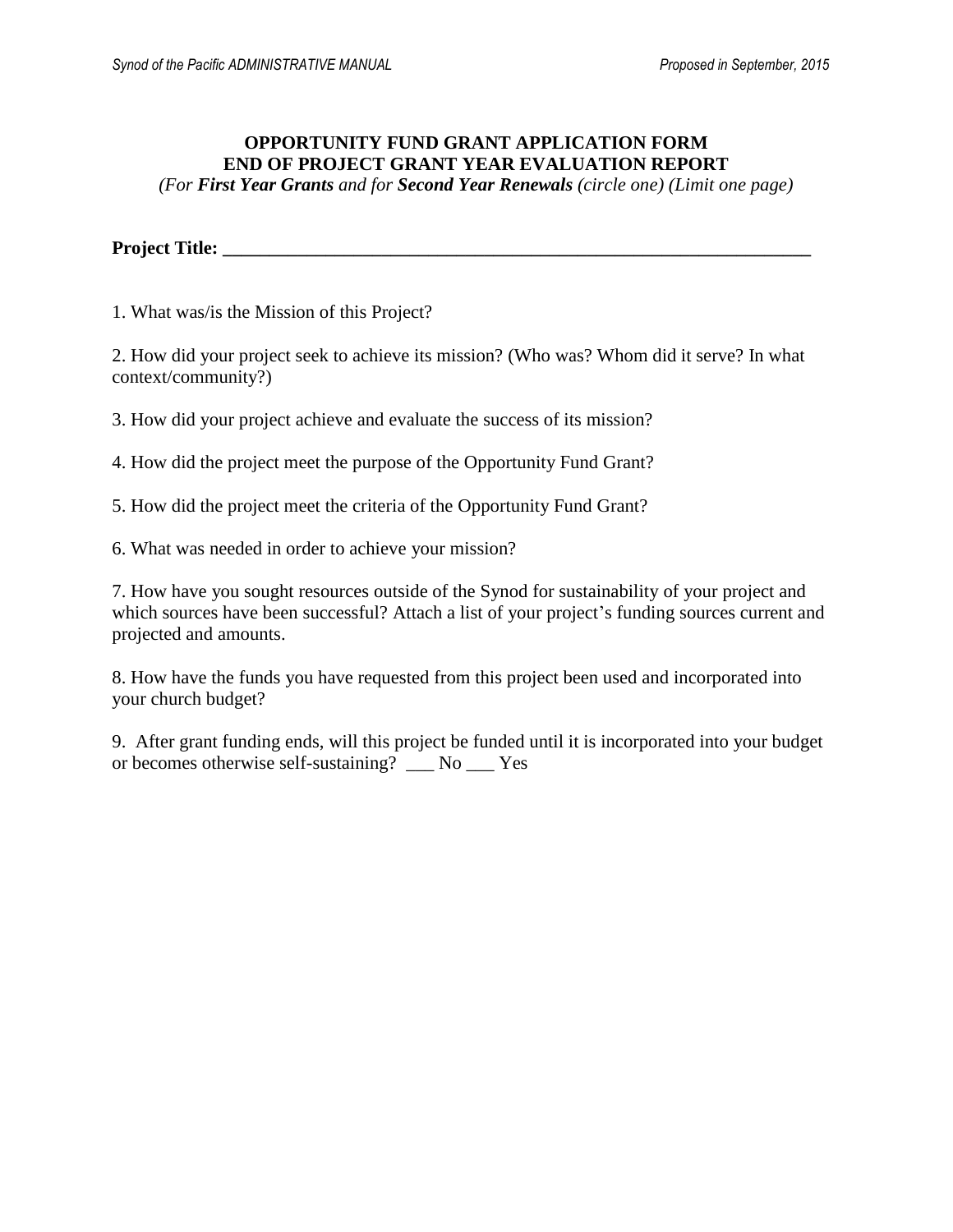**OPPORTUNITY FUND GRANT APPLICATION FORM**
**END OF PROJECT GRANT YEAR EVALUATION REPORT**
*(For **First Year Grants** and for **Second Year Renewals** (circle one) (Limit one page)*

**Project Title: ___________________________________________________________________**

1. What was/is the Mission of this Project?

2. How did your project seek to achieve its mission? (Who was? Whom did it serve? In what context/community?)

3. How did your project achieve and evaluate the success of its mission?

4. How did the project meet the purpose of the Opportunity Fund Grant?

5. How did the project meet the criteria of the Opportunity Fund Grant?

6. What was needed in order to achieve your mission?

7. How have you sought resources outside of the Synod for sustainability of your project and which sources have been successful? Attach a list of your project's funding sources current and projected and amounts.

8. How have the funds you have requested from this project been used and incorporated into your church budget?

9. After grant funding ends, will this project be funded until it is incorporated into your budget or becomes otherwise self-sustaining? ___ No ___ Yes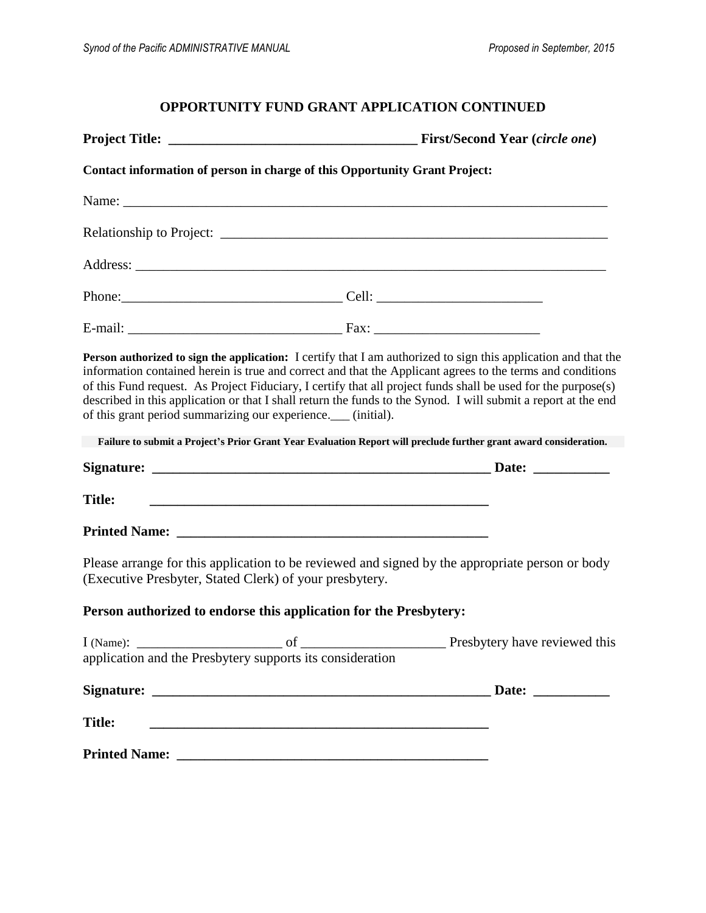## OPPORTUNITY FUND GRANT APPLICATION CONTINUED

**Project Title: ___________________________________ First/Second Year (*circle one*)**

**Contact information of person in charge of this Opportunity Grant Project:**

Name: ______________________________________________________________________

Relationship to Project: _______________________________________________________

Address: ____________________________________________________________________

Phone:_______________________________ Cell: ________________________

E-mail: ______________________________ Fax: ________________________

**Person authorized to sign the application:** I certify that I am authorized to sign this application and that the information contained herein is true and correct and that the Applicant agrees to the terms and conditions of this Fund request. As Project Fiduciary, I certify that all project funds shall be used for the purpose(s) described in this application or that I shall return the funds to the Synod. I will submit a report at the end of this grant period summarizing our experience.___ (initial).

**Failure to submit a Project's Prior Grant Year Evaluation Report will preclude further grant award consideration.**

**Signature: _________________________________________________ Date: ___________**

**Title: _________________________________________________**

**Printed Name: _____________________________________________**

Please arrange for this application to be reviewed and signed by the appropriate person or body (Executive Presbyter, Stated Clerk) of your presbytery.

### Person authorized to endorse this application for the Presbytery:

I (Name): ______________________ of _____________________ Presbytery have reviewed this application and the Presbytery supports its consideration

**Signature: _________________________________________________ Date: ___________**

**Title: _________________________________________________**

**Printed Name: _____________________________________________**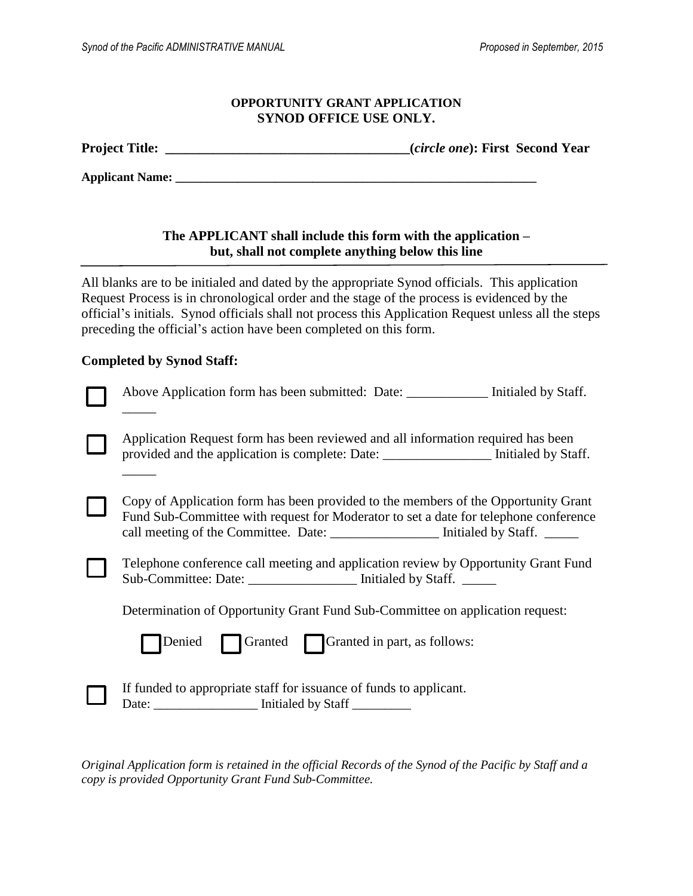**OPPORTUNITY GRANT APPLICATION**
**SYNOD OFFICE USE ONLY.**

**Project Title: ____________________________________(*circle one*): First Second Year**

**Applicant Name: ___________________________________________________________**

**The APPLICANT shall include this form with the application – but, shall not complete anything below this line**

---

All blanks are to be initialed and dated by the appropriate Synod officials. This application Request Process is in chronological order and the stage of the process is evidenced by the official's initials. Synod officials shall not process this Application Request unless all the steps preceding the official's action have been completed on this form.

**Completed by Synod Staff:**

- ☐ Above Application form has been submitted: Date: ____________ Initialed by Staff. _____

- ☐ Application Request form has been reviewed and all information required has been provided and the application is complete: Date: ________________ Initialed by Staff. _____

- ☐ Copy of Application form has been provided to the members of the Opportunity Grant Fund Sub-Committee with request for Moderator to set a date for telephone conference call meeting of the Committee. Date: ________________ Initialed by Staff. _____

- ☐ Telephone conference call meeting and application review by Opportunity Grant Fund Sub-Committee: Date: ________________ Initialed by Staff. _____

  Determination of Opportunity Grant Fund Sub-Committee on application request:

  ☐ Denied ☐ Granted ☐ Granted in part, as follows:

- ☐ If funded to appropriate staff for issuance of funds to applicant.
  Date: ________________ Initialed by Staff _________

*Original Application form is retained in the official Records of the Synod of the Pacific by Staff and a copy is provided Opportunity Grant Fund Sub-Committee.*